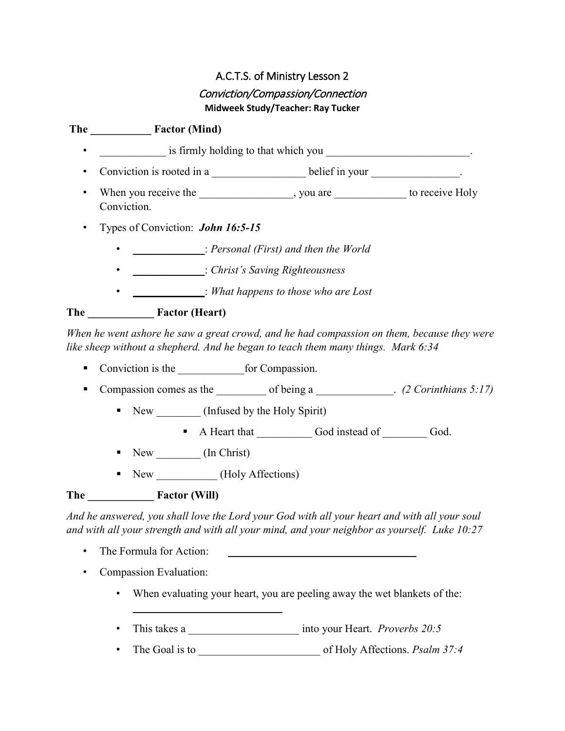# A.C.T.S. of Ministry Lesson 2

## *Conviction/Compassion/Connection*

**Midweek Study/Teacher: Ray Tucker**

**The ___________ Factor (Mind)**

- ____________ is firmly holding to that which you __________________________.
- Conviction is rooted in a _________________ belief in your ________________.
- When you receive the _________________, you are _____________ to receive Holy Conviction.
- Types of Conviction: ***John 16:5-15***
  - _____________: *Personal (First) and then the World*
  - _____________: *Christ's Saving Righteousness*
  - _____________: *What happens to those who are Lost*

**The ____________ Factor (Heart)**

*When he went ashore he saw a great crowd, and he had compassion on them, because they were like sheep without a shepherd. And he began to teach them many things. Mark 6:34*

- Conviction is the ____________for Compassion.
- Compassion comes as the _________ of being a ______________. *(2 Corinthians 5:17)*
  - New ________ (Infused by the Holy Spirit)
    - A Heart that __________ God instead of ________ God.
  - New ________ (In Christ)
  - New ___________ (Holy Affections)

**The ____________ Factor (Will)**

*And he answered, you shall love the Lord your God with all your heart and with all your soul and with all your strength and with all your mind, and your neighbor as yourself. Luke 10:27*

- The Formula for Action: ____________________________________
- Compassion Evaluation:
  - When evaluating your heart, you are peeling away the wet blankets of the: ____________________________
  - This takes a ____________________ into your Heart. *Proverbs 20:5*
  - The Goal is to ______________________ of Holy Affections. *Psalm 37:4*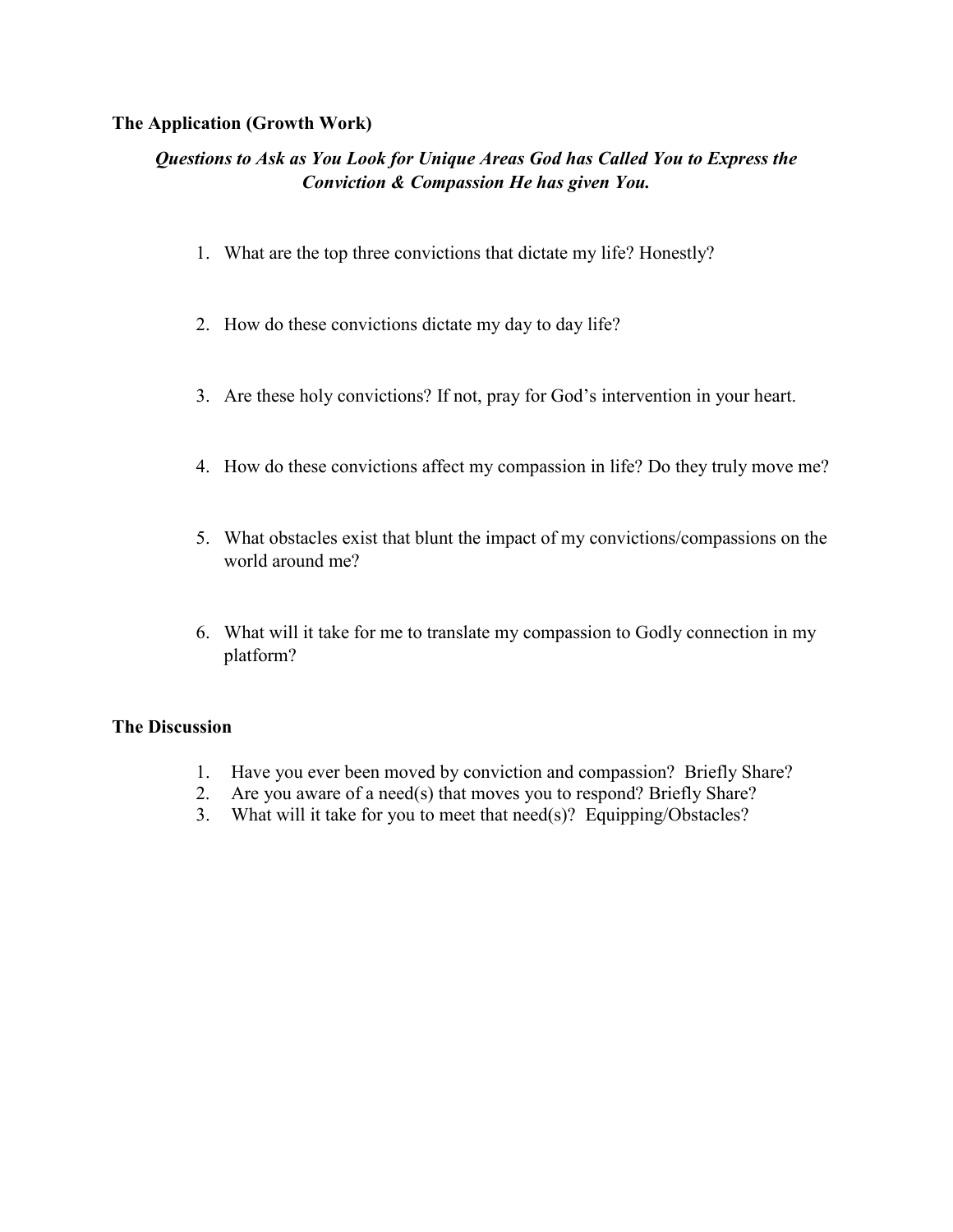**The Application (Growth Work)**

***Questions to Ask as You Look for Unique Areas God has Called You to Express the Conviction & Compassion He has given You.***

1. What are the top three convictions that dictate my life? Honestly?
2. How do these convictions dictate my day to day life?
3. Are these holy convictions? If not, pray for God's intervention in your heart.
4. How do these convictions affect my compassion in life? Do they truly move me?
5. What obstacles exist that blunt the impact of my convictions/compassions on the world around me?
6. What will it take for me to translate my compassion to Godly connection in my platform?

**The Discussion**

1. Have you ever been moved by conviction and compassion? Briefly Share?
2. Are you aware of a need(s) that moves you to respond? Briefly Share?
3. What will it take for you to meet that need(s)? Equipping/Obstacles?